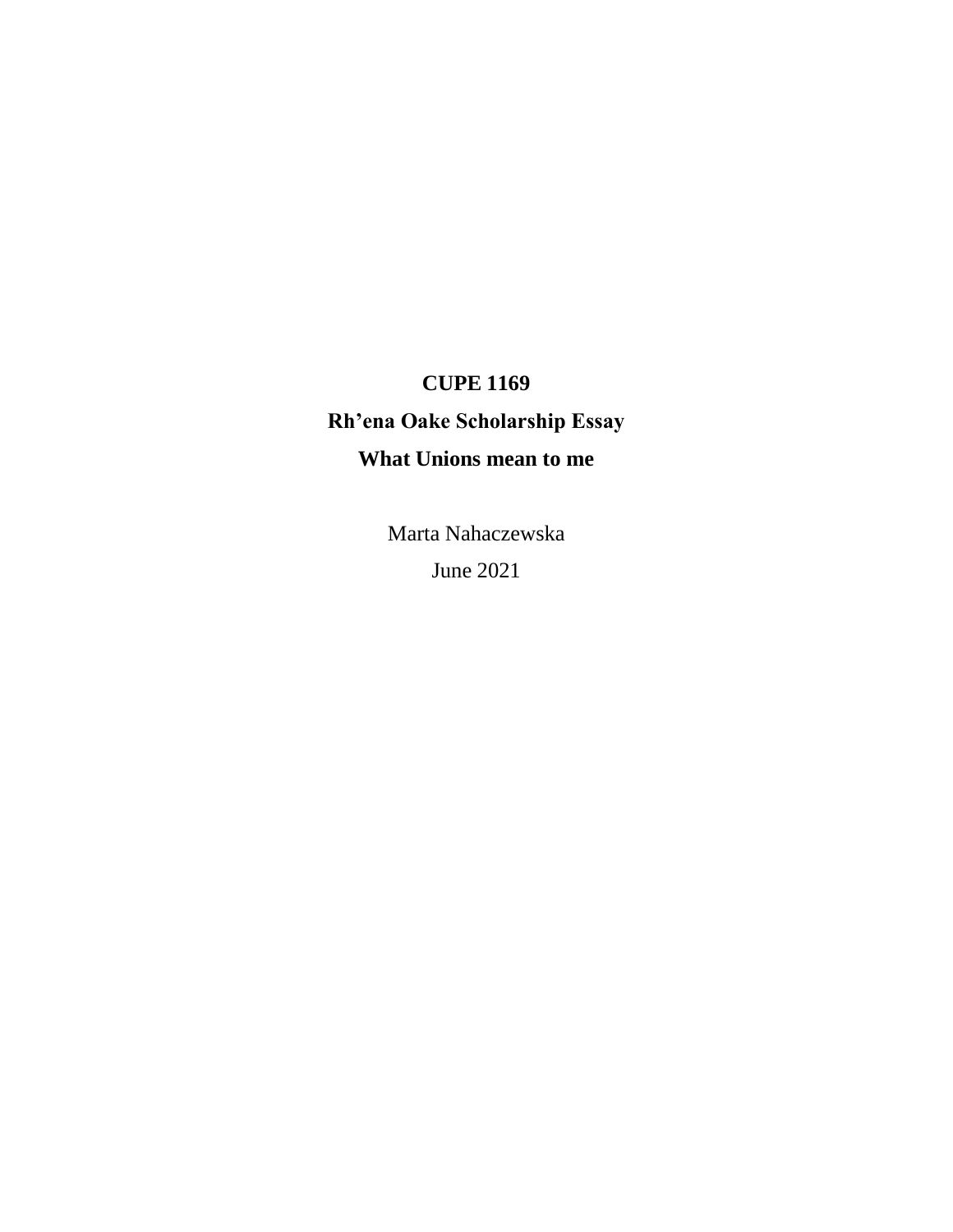**CUPE 1169**

**Rh'ena Oake Scholarship Essay**

**What Unions mean to me**

Marta Nahaczewska

June 2021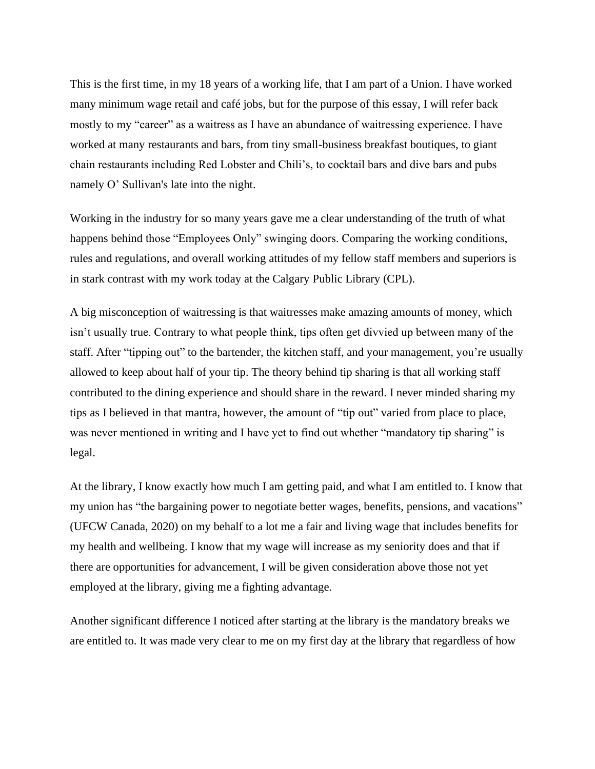This is the first time, in my 18 years of a working life, that I am part of a Union. I have worked many minimum wage retail and café jobs, but for the purpose of this essay, I will refer back mostly to my "career" as a waitress as I have an abundance of waitressing experience. I have worked at many restaurants and bars, from tiny small-business breakfast boutiques, to giant chain restaurants including Red Lobster and Chili's, to cocktail bars and dive bars and pubs namely O' Sullivan's late into the night.

Working in the industry for so many years gave me a clear understanding of the truth of what happens behind those "Employees Only" swinging doors. Comparing the working conditions, rules and regulations, and overall working attitudes of my fellow staff members and superiors is in stark contrast with my work today at the Calgary Public Library (CPL).

A big misconception of waitressing is that waitresses make amazing amounts of money, which isn't usually true. Contrary to what people think, tips often get divvied up between many of the staff. After "tipping out" to the bartender, the kitchen staff, and your management, you're usually allowed to keep about half of your tip. The theory behind tip sharing is that all working staff contributed to the dining experience and should share in the reward. I never minded sharing my tips as I believed in that mantra, however, the amount of "tip out" varied from place to place, was never mentioned in writing and I have yet to find out whether "mandatory tip sharing" is legal.

At the library, I know exactly how much I am getting paid, and what I am entitled to. I know that my union has "the bargaining power to negotiate better wages, benefits, pensions, and vacations" (UFCW Canada, 2020) on my behalf to a lot me a fair and living wage that includes benefits for my health and wellbeing. I know that my wage will increase as my seniority does and that if there are opportunities for advancement, I will be given consideration above those not yet employed at the library, giving me a fighting advantage.

Another significant difference I noticed after starting at the library is the mandatory breaks we are entitled to. It was made very clear to me on my first day at the library that regardless of how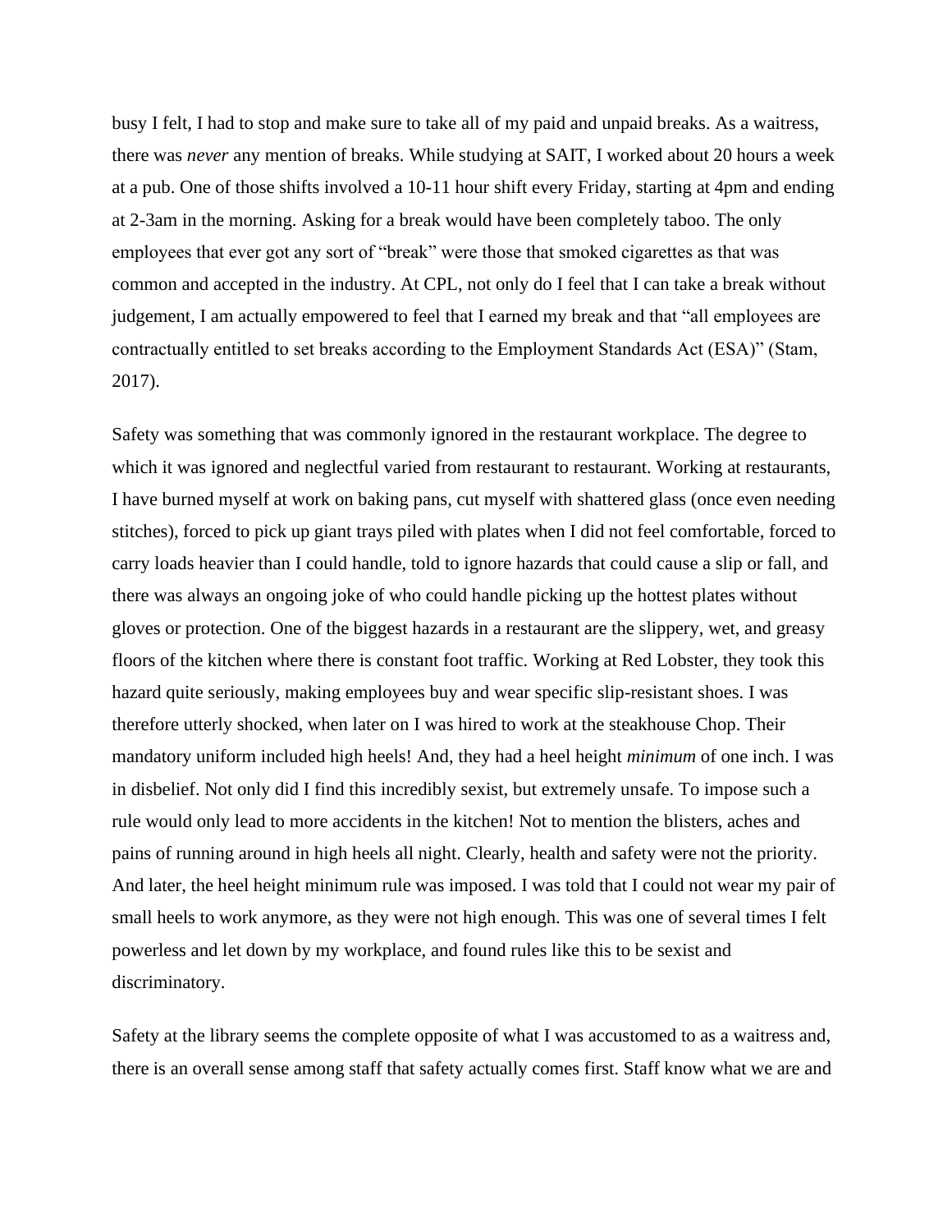busy I felt, I had to stop and make sure to take all of my paid and unpaid breaks. As a waitress, there was *never* any mention of breaks. While studying at SAIT, I worked about 20 hours a week at a pub. One of those shifts involved a 10-11 hour shift every Friday, starting at 4pm and ending at 2-3am in the morning. Asking for a break would have been completely taboo. The only employees that ever got any sort of "break" were those that smoked cigarettes as that was common and accepted in the industry. At CPL, not only do I feel that I can take a break without judgement, I am actually empowered to feel that I earned my break and that "all employees are contractually entitled to set breaks according to the Employment Standards Act (ESA)" (Stam, 2017).

Safety was something that was commonly ignored in the restaurant workplace. The degree to which it was ignored and neglectful varied from restaurant to restaurant. Working at restaurants, I have burned myself at work on baking pans, cut myself with shattered glass (once even needing stitches), forced to pick up giant trays piled with plates when I did not feel comfortable, forced to carry loads heavier than I could handle, told to ignore hazards that could cause a slip or fall, and there was always an ongoing joke of who could handle picking up the hottest plates without gloves or protection. One of the biggest hazards in a restaurant are the slippery, wet, and greasy floors of the kitchen where there is constant foot traffic. Working at Red Lobster, they took this hazard quite seriously, making employees buy and wear specific slip-resistant shoes. I was therefore utterly shocked, when later on I was hired to work at the steakhouse Chop. Their mandatory uniform included high heels! And, they had a heel height *minimum* of one inch. I was in disbelief. Not only did I find this incredibly sexist, but extremely unsafe. To impose such a rule would only lead to more accidents in the kitchen! Not to mention the blisters, aches and pains of running around in high heels all night. Clearly, health and safety were not the priority. And later, the heel height minimum rule was imposed. I was told that I could not wear my pair of small heels to work anymore, as they were not high enough. This was one of several times I felt powerless and let down by my workplace, and found rules like this to be sexist and discriminatory.

Safety at the library seems the complete opposite of what I was accustomed to as a waitress and, there is an overall sense among staff that safety actually comes first. Staff know what we are and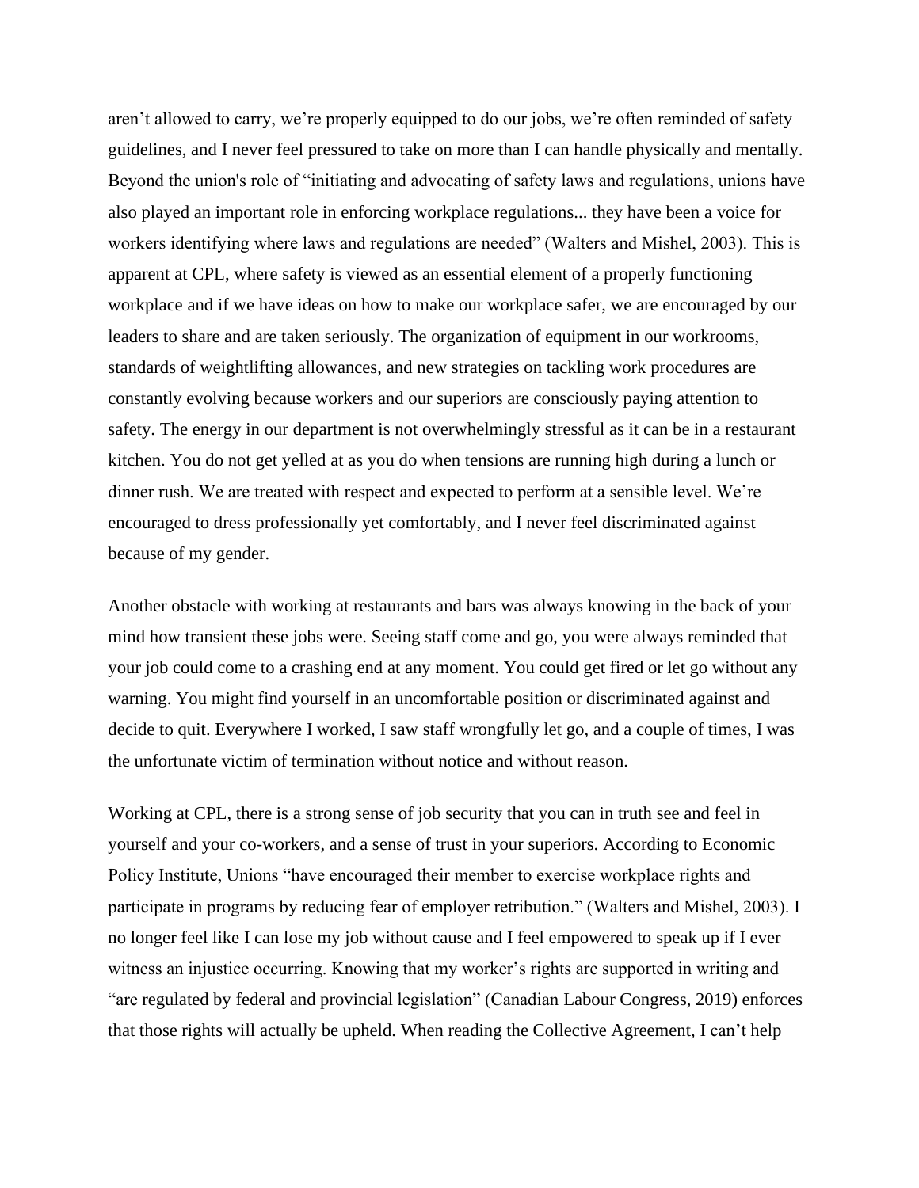aren't allowed to carry, we're properly equipped to do our jobs, we're often reminded of safety guidelines, and I never feel pressured to take on more than I can handle physically and mentally. Beyond the union's role of "initiating and advocating of safety laws and regulations, unions have also played an important role in enforcing workplace regulations... they have been a voice for workers identifying where laws and regulations are needed" (Walters and Mishel, 2003). This is apparent at CPL, where safety is viewed as an essential element of a properly functioning workplace and if we have ideas on how to make our workplace safer, we are encouraged by our leaders to share and are taken seriously. The organization of equipment in our workrooms, standards of weightlifting allowances, and new strategies on tackling work procedures are constantly evolving because workers and our superiors are consciously paying attention to safety. The energy in our department is not overwhelmingly stressful as it can be in a restaurant kitchen. You do not get yelled at as you do when tensions are running high during a lunch or dinner rush. We are treated with respect and expected to perform at a sensible level. We're encouraged to dress professionally yet comfortably, and I never feel discriminated against because of my gender.

Another obstacle with working at restaurants and bars was always knowing in the back of your mind how transient these jobs were. Seeing staff come and go, you were always reminded that your job could come to a crashing end at any moment. You could get fired or let go without any warning. You might find yourself in an uncomfortable position or discriminated against and decide to quit. Everywhere I worked, I saw staff wrongfully let go, and a couple of times, I was the unfortunate victim of termination without notice and without reason.

Working at CPL, there is a strong sense of job security that you can in truth see and feel in yourself and your co-workers, and a sense of trust in your superiors. According to Economic Policy Institute, Unions "have encouraged their member to exercise workplace rights and participate in programs by reducing fear of employer retribution." (Walters and Mishel, 2003). I no longer feel like I can lose my job without cause and I feel empowered to speak up if I ever witness an injustice occurring. Knowing that my worker's rights are supported in writing and "are regulated by federal and provincial legislation" (Canadian Labour Congress, 2019) enforces that those rights will actually be upheld. When reading the Collective Agreement, I can't help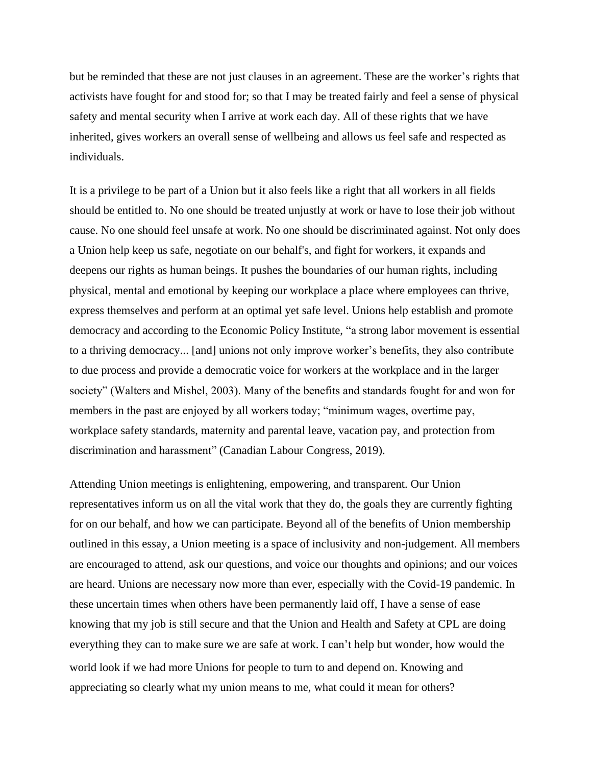but be reminded that these are not just clauses in an agreement. These are the worker's rights that activists have fought for and stood for; so that I may be treated fairly and feel a sense of physical safety and mental security when I arrive at work each day. All of these rights that we have inherited, gives workers an overall sense of wellbeing and allows us feel safe and respected as individuals.

It is a privilege to be part of a Union but it also feels like a right that all workers in all fields should be entitled to. No one should be treated unjustly at work or have to lose their job without cause. No one should feel unsafe at work. No one should be discriminated against. Not only does a Union help keep us safe, negotiate on our behalf's, and fight for workers, it expands and deepens our rights as human beings. It pushes the boundaries of our human rights, including physical, mental and emotional by keeping our workplace a place where employees can thrive, express themselves and perform at an optimal yet safe level. Unions help establish and promote democracy and according to the Economic Policy Institute, "a strong labor movement is essential to a thriving democracy... [and] unions not only improve worker's benefits, they also contribute to due process and provide a democratic voice for workers at the workplace and in the larger society" (Walters and Mishel, 2003). Many of the benefits and standards fought for and won for members in the past are enjoyed by all workers today; "minimum wages, overtime pay, workplace safety standards, maternity and parental leave, vacation pay, and protection from discrimination and harassment" (Canadian Labour Congress, 2019).

Attending Union meetings is enlightening, empowering, and transparent. Our Union representatives inform us on all the vital work that they do, the goals they are currently fighting for on our behalf, and how we can participate. Beyond all of the benefits of Union membership outlined in this essay, a Union meeting is a space of inclusivity and non-judgement. All members are encouraged to attend, ask our questions, and voice our thoughts and opinions; and our voices are heard. Unions are necessary now more than ever, especially with the Covid-19 pandemic. In these uncertain times when others have been permanently laid off, I have a sense of ease knowing that my job is still secure and that the Union and Health and Safety at CPL are doing everything they can to make sure we are safe at work. I can't help but wonder, how would the world look if we had more Unions for people to turn to and depend on. Knowing and appreciating so clearly what my union means to me, what could it mean for others?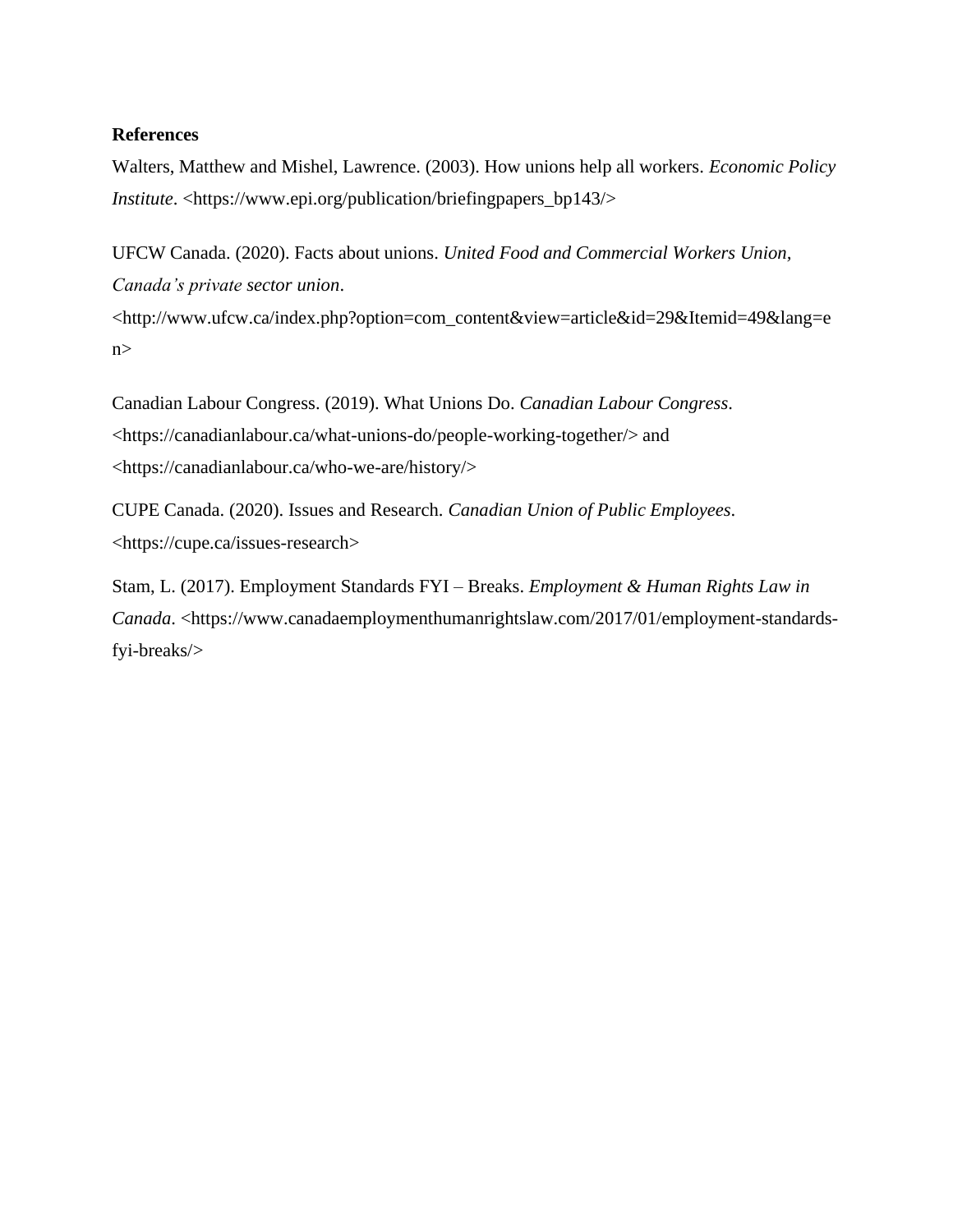**References**

Walters, Matthew and Mishel, Lawrence. (2003). How unions help all workers. *Economic Policy Institute*. <https://www.epi.org/publication/briefingpapers_bp143/>

UFCW Canada. (2020). Facts about unions. *United Food and Commercial Workers Union, Canada's private sector union*. <http://www.ufcw.ca/index.php?option=com_content&view=article&id=29&Itemid=49&lang=en>

Canadian Labour Congress. (2019). What Unions Do. *Canadian Labour Congress*. <https://canadianlabour.ca/what-unions-do/people-working-together/> and <https://canadianlabour.ca/who-we-are/history/>

CUPE Canada. (2020). Issues and Research. *Canadian Union of Public Employees*. <https://cupe.ca/issues-research>

Stam, L. (2017). Employment Standards FYI – Breaks. *Employment & Human Rights Law in Canada*. <https://www.canadaemploymenthumanrightslaw.com/2017/01/employment-standards-fyi-breaks/>